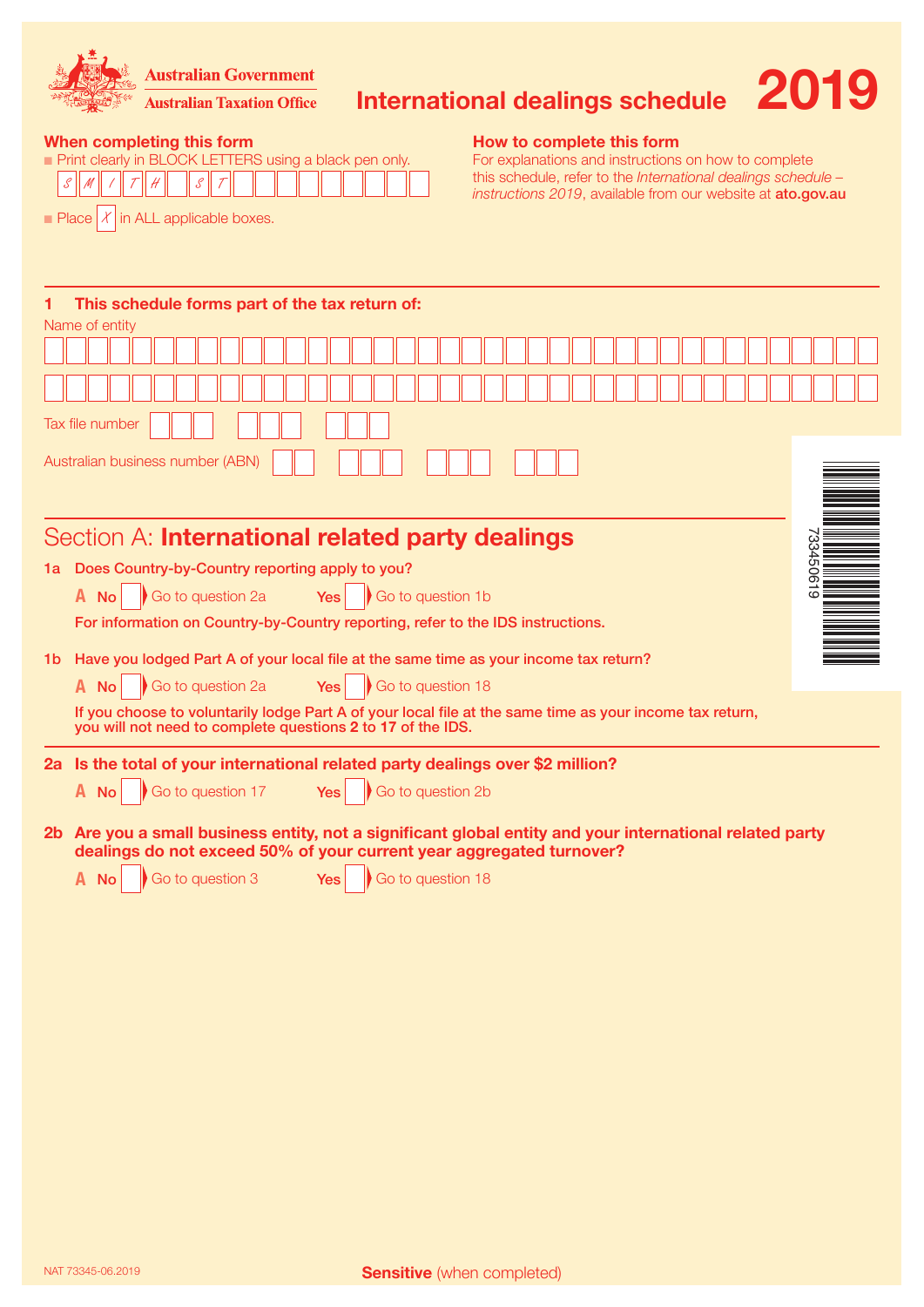Australian Government
Australian Taxation Office

# International dealings schedule 2019

**When completing this form**

- Print clearly in BLOCK LETTERS using a black pen only. SMITH ST
- Place X in ALL applicable boxes.

**How to complete this form**

For explanations and instructions on how to complete this schedule, refer to the *International dealings schedule – instructions 2019*, available from our website at **ato.gov.au**

**1 This schedule forms part of the tax return of:**

Name of entity

Tax file number

Australian business number (ABN)

73345061 9

## Section A: **International related party dealings**

**1a Does Country-by-Country reporting apply to you?**

**A** No ☐ Go to question 2a    Yes ☐ Go to question 1b

**For information on Country-by-Country reporting, refer to the IDS instructions.**

**1b Have you lodged Part A of your local file at the same time as your income tax return?**

**A** No ☐ Go to question 2a    Yes ☐ Go to question 18

**If you choose to voluntarily lodge Part A of your local file at the same time as your income tax return, you will not need to complete questions 2 to 17 of the IDS.**

**2a Is the total of your international related party dealings over $2 million?**

**A** No ☐ Go to question 17    Yes ☐ Go to question 2b

**2b Are you a small business entity, not a significant global entity and your international related party dealings do not exceed 50% of your current year aggregated turnover?**

**A** No ☐ Go to question 3    Yes ☐ Go to question 18

NAT 73345-06.2019

**Sensitive** (when completed)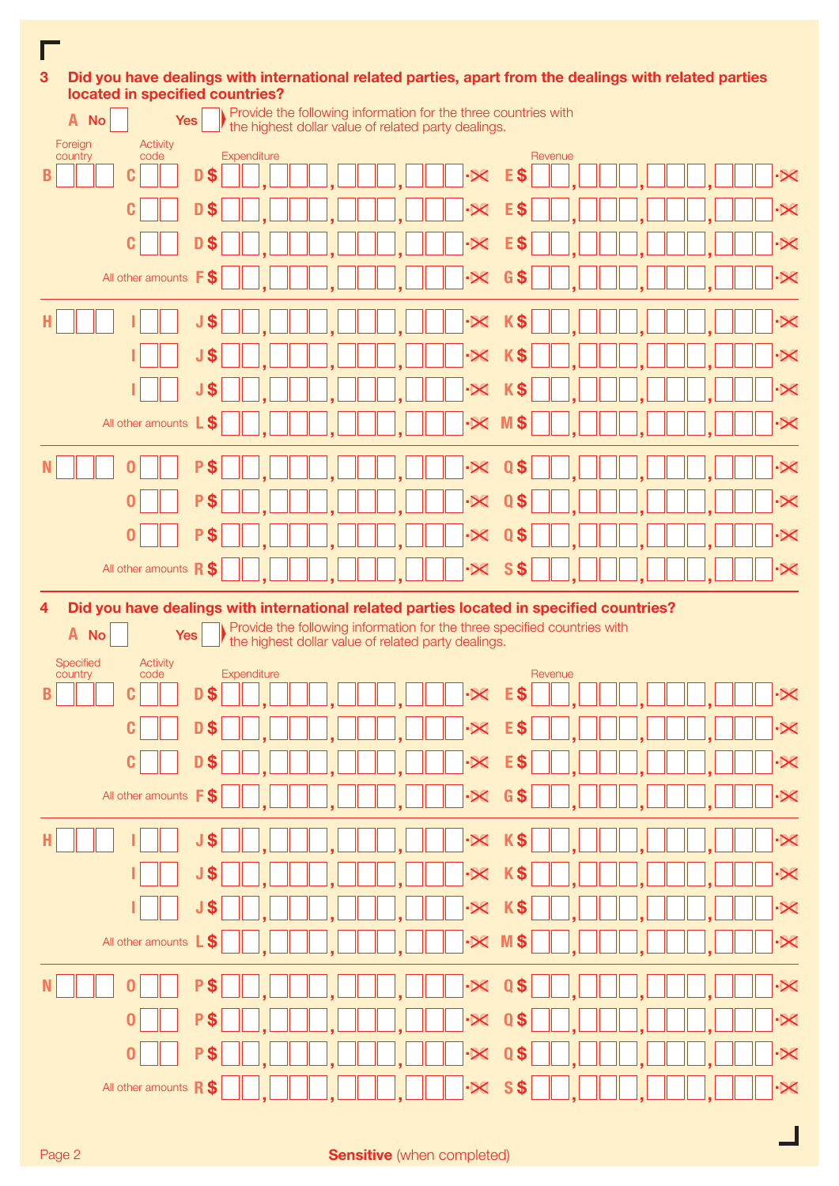**3 Did you have dealings with international related parties, apart from the dealings with related parties located in specified countries?**

**A** No [ ] Yes [ ] ▶ Provide the following information for the three countries with the highest dollar value of related party dealings.

| Foreign country | Activity code | Expenditure | Revenue |
|---|---|---|---|
| **B** | **C** | **D** $ .00 | **E** $ .00 |
| | **C** | **D** $ .00 | **E** $ .00 |
| | **C** | **D** $ .00 | **E** $ .00 |
| | All other amounts | **F** $ .00 | **G** $ .00 |
| **H** | **I** | **J** $ .00 | **K** $ .00 |
| | **I** | **J** $ .00 | **K** $ .00 |
| | **I** | **J** $ .00 | **K** $ .00 |
| | All other amounts | **L** $ .00 | **M** $ .00 |
| **N** | **O** | **P** $ .00 | **Q** $ .00 |
| | **O** | **P** $ .00 | **Q** $ .00 |
| | **O** | **P** $ .00 | **Q** $ .00 |
| | All other amounts | **R** $ .00 | **S** $ .00 |

**4 Did you have dealings with international related parties located in specified countries?**

**A** No [ ] Yes [ ] ▶ Provide the following information for the three specified countries with the highest dollar value of related party dealings.

| Specified country | Activity code | Expenditure | Revenue |
|---|---|---|---|
| **B** | **C** | **D** $ .00 | **E** $ .00 |
| | **C** | **D** $ .00 | **E** $ .00 |
| | **C** | **D** $ .00 | **E** $ .00 |
| | All other amounts | **F** $ .00 | **G** $ .00 |
| **H** | **I** | **J** $ .00 | **K** $ .00 |
| | **I** | **J** $ .00 | **K** $ .00 |
| | **I** | **J** $ .00 | **K** $ .00 |
| | All other amounts | **L** $ .00 | **M** $ .00 |
| **N** | **O** | **P** $ .00 | **Q** $ .00 |
| | **O** | **P** $ .00 | **Q** $ .00 |
| | **O** | **P** $ .00 | **Q** $ .00 |
| | All other amounts | **R** $ .00 | **S** $ .00 |

**Sensitive** (when completed)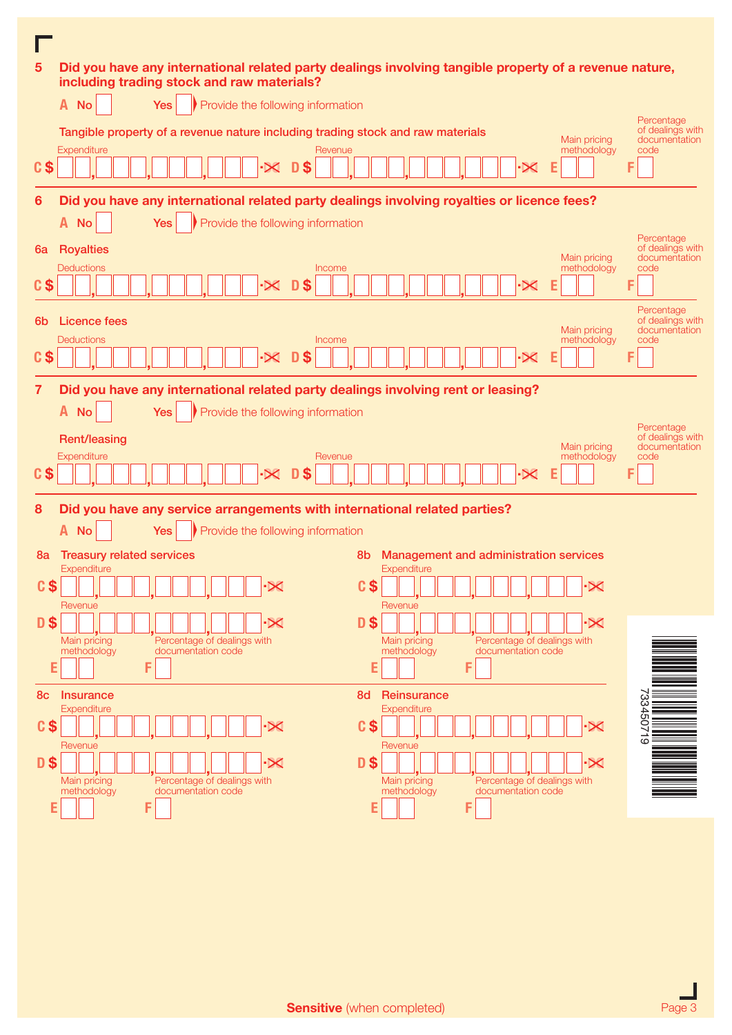**5 Did you have any international related party dealings involving tangible property of a revenue nature, including trading stock and raw materials?**

**A** No ☐ Yes ☐ Provide the following information

**Tangible property of a revenue nature including trading stock and raw materials**

| Expenditure | Revenue | Main pricing methodology | Percentage of dealings with documentation code |
|---|---|---|---|
| **C** $ | **D** $ | **E** | **F** |

**6 Did you have any international related party dealings involving royalties or licence fees?**

**A** No ☐ Yes ☐ Provide the following information

**6a Royalties**

| Deductions | Income | Main pricing methodology | Percentage of dealings with documentation code |
|---|---|---|---|
| **C** $ | **D** $ | **E** | **F** |

**6b Licence fees**

| Deductions | Income | Main pricing methodology | Percentage of dealings with documentation code |
|---|---|---|---|
| **C** $ | **D** $ | **E** | **F** |

**7 Did you have any international related party dealings involving rent or leasing?**

**A** No ☐ Yes ☐ Provide the following information

**Rent/leasing**

| Expenditure | Revenue | Main pricing methodology | Percentage of dealings with documentation code |
|---|---|---|---|
| **C** $ | **D** $ | **E** | **F** |

**8 Did you have any service arrangements with international related parties?**

**A** No ☐ Yes ☐ Provide the following information

**8a Treasury related services**

Expenditure **C** $

Revenue **D** $

Main pricing methodology **E**

Percentage of dealings with documentation code **F**

**8b Management and administration services**

Expenditure **C** $

Revenue **D** $

Main pricing methodology **E**

Percentage of dealings with documentation code **F**

**8c Insurance**

Expenditure **C** $

Revenue **D** $

Main pricing methodology **E**

Percentage of dealings with documentation code **F**

**8d Reinsurance**

Expenditure **C** $

Revenue **D** $

Main pricing methodology **E**

Percentage of dealings with documentation code **F**

73345071 9

**Sensitive** (when completed)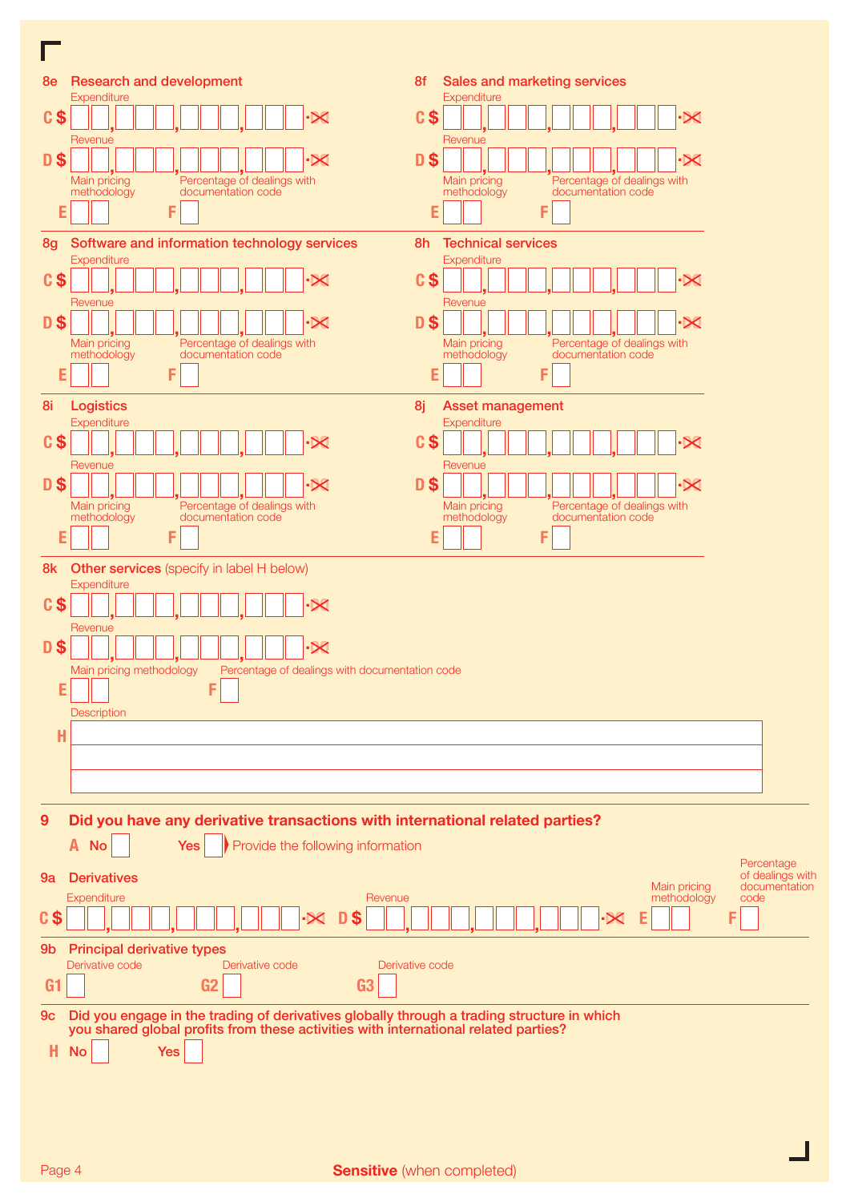**8e Research and development**

Expenditure
C $ ,  ,  ,  .00

Revenue
D $ ,  ,  ,  .00

Main pricing methodology E | Percentage of dealings with documentation code F

**8f Sales and marketing services**

Expenditure
C $ ,  ,  ,  .00

Revenue
D $ ,  ,  ,  .00

Main pricing methodology E | Percentage of dealings with documentation code F

**8g Software and information technology services**

Expenditure
C $ ,  ,  ,  .00

Revenue
D $ ,  ,  ,  .00

Main pricing methodology E | Percentage of dealings with documentation code F

**8h Technical services**

Expenditure
C $ ,  ,  ,  .00

Revenue
D $ ,  ,  ,  .00

Main pricing methodology E | Percentage of dealings with documentation code F

**8i Logistics**

Expenditure
C $ ,  ,  ,  .00

Revenue
D $ ,  ,  ,  .00

Main pricing methodology E | Percentage of dealings with documentation code F

**8j Asset management**

Expenditure
C $ ,  ,  ,  .00

Revenue
D $ ,  ,  ,  .00

Main pricing methodology E | Percentage of dealings with documentation code F

**8k Other services** (specify in label H below)

Expenditure
C $ ,  ,  ,  .00

Revenue
D $ ,  ,  ,  .00

Main pricing methodology E | Percentage of dealings with documentation code F

Description
H

## 9 Did you have any derivative transactions with international related parties?

A No ☐ Yes ☐ ▶ Provide the following information

**9a Derivatives**

Expenditure C $ ,  ,  ,  .00 | Revenue D $ ,  ,  ,  .00 | Main pricing methodology E | Percentage of dealings with documentation code F

**9b Principal derivative types**

Derivative code G1 | Derivative code G2 | Derivative code G3

**9c Did you engage in the trading of derivatives globally through a trading structure in which you shared global profits from these activities with international related parties?**

H No ☐ Yes ☐

**Sensitive** (when completed)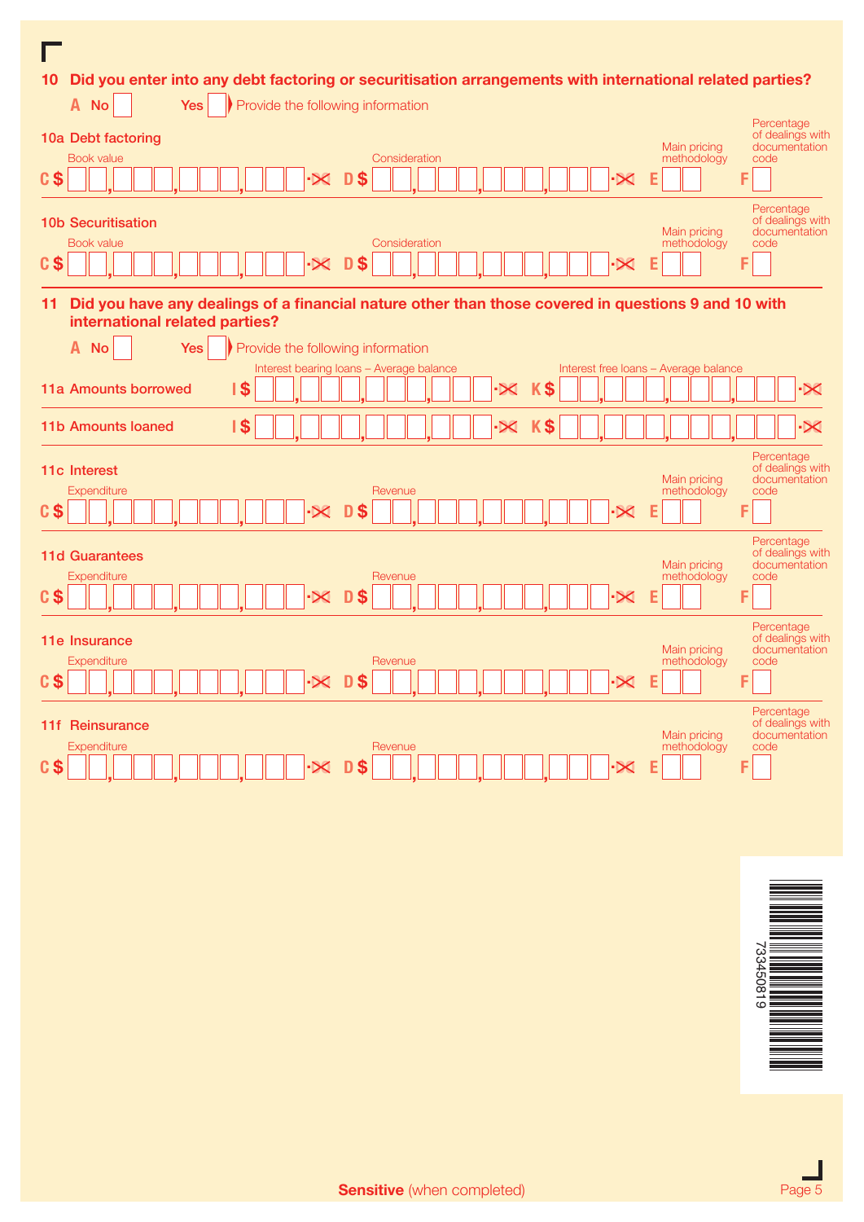## 10 Did you enter into any debt factoring or securitisation arrangements with international related parties?

**A** No ☐ Yes ☐ ▶ Provide the following information

### 10a Debt factoring

| Book value | Consideration | Main pricing methodology | Percentage of dealings with documentation code |
|---|---|---|---|
| C $ ,,,, .00 | D $ ,,,, .00 | E | F |

### 10b Securitisation

| Book value | Consideration | Main pricing methodology | Percentage of dealings with documentation code |
|---|---|---|---|
| C $ ,,,, .00 | D $ ,,,, .00 | E | F |

## 11 Did you have any dealings of a financial nature other than those covered in questions 9 and 10 with international related parties?

**A** No ☐ Yes ☐ ▶ Provide the following information

| | Interest bearing loans – Average balance | Interest free loans – Average balance |
|---|---|---|
| 11a Amounts borrowed | I $ ,,,, .00 | K $ ,,,, .00 |
| 11b Amounts loaned | I $ ,,,, .00 | K $ ,,,, .00 |

### 11c Interest

| Expenditure | Revenue | Main pricing methodology | Percentage of dealings with documentation code |
|---|---|---|---|
| C $ ,,,, .00 | D $ ,,,, .00 | E | F |

### 11d Guarantees

| Expenditure | Revenue | Main pricing methodology | Percentage of dealings with documentation code |
|---|---|---|---|
| C $ ,,,, .00 | D $ ,,,, .00 | E | F |

### 11e Insurance

| Expenditure | Revenue | Main pricing methodology | Percentage of dealings with documentation code |
|---|---|---|---|
| C $ ,,,, .00 | D $ ,,,, .00 | E | F |

### 11f Reinsurance

| Expenditure | Revenue | Main pricing methodology | Percentage of dealings with documentation code |
|---|---|---|---|
| C $ ,,,, .00 | D $ ,,,, .00 | E | F |

73450819

**Sensitive** (when completed)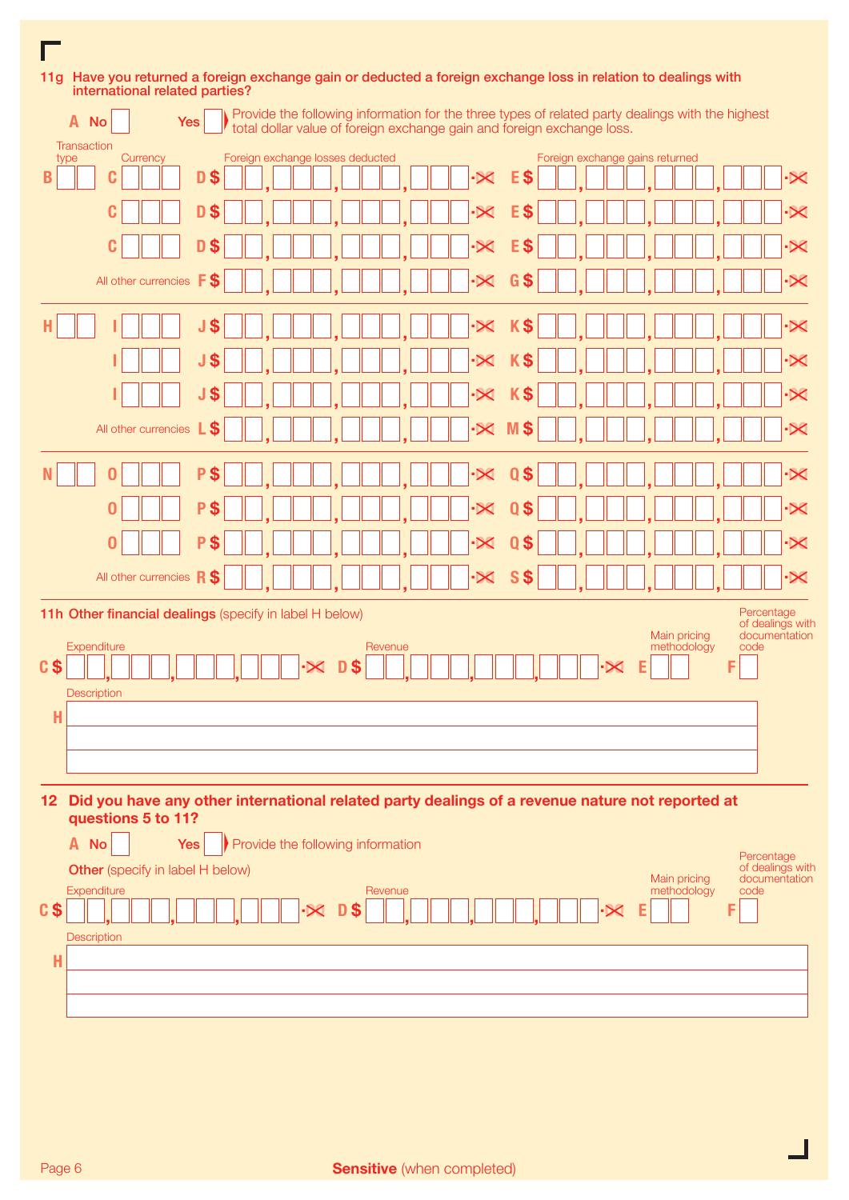**11g Have you returned a foreign exchange gain or deducted a foreign exchange loss in relation to dealings with international related parties?**

**A** No ☐ Yes ☐ ▶ Provide the following information for the three types of related party dealings with the highest total dollar value of foreign exchange gain and foreign exchange loss.

| Transaction type | | Currency | | Foreign exchange losses deducted | | Foreign exchange gains returned |
|---|---|---|---|---|---|---|
| **B** | **C** | | **D** $ | ,   ,   ,   .00 | **E** $ | ,   ,   ,   .00 |
| | **C** | | **D** $ | ,   ,   ,   .00 | **E** $ | ,   ,   ,   .00 |
| | **C** | | **D** $ | ,   ,   ,   .00 | **E** $ | ,   ,   ,   .00 |
| | All other currencies | | **F** $ | ,   ,   ,   .00 | **G** $ | ,   ,   ,   .00 |
| **H** | **I** | | **J** $ | ,   ,   ,   .00 | **K** $ | ,   ,   ,   .00 |
| | **I** | | **J** $ | ,   ,   ,   .00 | **K** $ | ,   ,   ,   .00 |
| | **I** | | **J** $ | ,   ,   ,   .00 | **K** $ | ,   ,   ,   .00 |
| | All other currencies | | **L** $ | ,   ,   ,   .00 | **M** $ | ,   ,   ,   .00 |
| **N** | **O** | | **P** $ | ,   ,   ,   .00 | **Q** $ | ,   ,   ,   .00 |
| | **O** | | **P** $ | ,   ,   ,   .00 | **Q** $ | ,   ,   ,   .00 |
| | **O** | | **P** $ | ,   ,   ,   .00 | **Q** $ | ,   ,   ,   .00 |
| | All other currencies | | **R** $ | ,   ,   ,   .00 | **S** $ | ,   ,   ,   .00 |

**11h Other financial dealings** (specify in label H below)

| Expenditure | Revenue | Main pricing methodology | Percentage of dealings with documentation code |
|---|---|---|---|
| **C** $ ,   ,   ,   .00 | **D** $ ,   ,   ,   .00 | **E** | **F** |

Description

**H**

**12 Did you have any other international related party dealings of a revenue nature not reported at questions 5 to 11?**

**A** No ☐ Yes ☐ ▶ Provide the following information

**Other** (specify in label H below)

| Expenditure | Revenue | Main pricing methodology | Percentage of dealings with documentation code |
|---|---|---|---|
| **C** $ ,   ,   ,   .00 | **D** $ ,   ,   ,   .00 | **E** | **F** |

Description

**H**

**Sensitive** (when completed)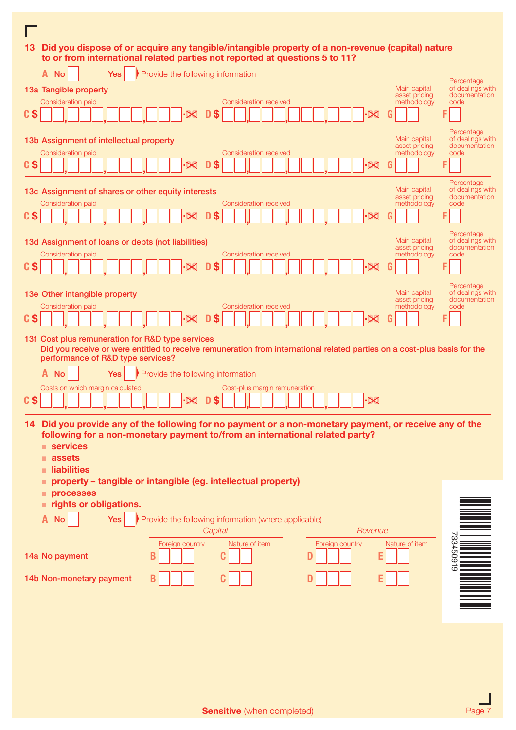**13 Did you dispose of or acquire any tangible/intangible property of a non-revenue (capital) nature to or from international related parties not reported at questions 5 to 11?**

A No ☐ Yes ☐ Provide the following information

**13a Tangible property**

| | Consideration paid | | Consideration received | Main capital asset pricing methodology | Percentage of dealings with documentation code |
|---|---|---|---|---|---|
| C $ | ,,,.00 | D $ | ,,,.00 | G | F |

**13b Assignment of intellectual property**

| | Consideration paid | | Consideration received | Main capital asset pricing methodology | Percentage of dealings with documentation code |
|---|---|---|---|---|---|
| C $ | ,,,.00 | D $ | ,,,.00 | G | F |

**13c Assignment of shares or other equity interests**

| | Consideration paid | | Consideration received | Main capital asset pricing methodology | Percentage of dealings with documentation code |
|---|---|---|---|---|---|
| C $ | ,,,.00 | D $ | ,,,.00 | G | F |

**13d Assignment of loans or debts (not liabilities)**

| | Consideration paid | | Consideration received | Main capital asset pricing methodology | Percentage of dealings with documentation code |
|---|---|---|---|---|---|
| C $ | ,,,.00 | D $ | ,,,.00 | G | F |

**13e Other intangible property**

| | Consideration paid | | Consideration received | Main capital asset pricing methodology | Percentage of dealings with documentation code |
|---|---|---|---|---|---|
| C $ | ,,,.00 | D $ | ,,,.00 | G | F |

**13f Cost plus remuneration for R&D type services**

**Did you receive or were entitled to receive remuneration from international related parties on a cost-plus basis for the performance of R&D type services?**

A No ☐ Yes ☐ Provide the following information

| | Costs on which margin calculated | | Cost-plus margin remuneration |
|---|---|---|---|
| C $ | ,,,.00 | D $ | ,,,.00 |

**14 Did you provide any of the following for no payment or a non-monetary payment, or receive any of the following for a non-monetary payment to/from an international related party?**

- **services**
- **assets**
- **liabilities**
- **property – tangible or intangible (eg. intellectual property)**
- **processes**
- **rights or obligations.**

A No ☐ Yes ☐ Provide the following information (where applicable)

| | Capital | | Revenue | |
|---|---|---|---|---|
| | Foreign country | Nature of item | Foreign country | Nature of item |
| **14a No payment** | B | C | D | E |
| **14b Non-monetary payment** | B | C | D | E |

73345919

**Sensitive** (when completed)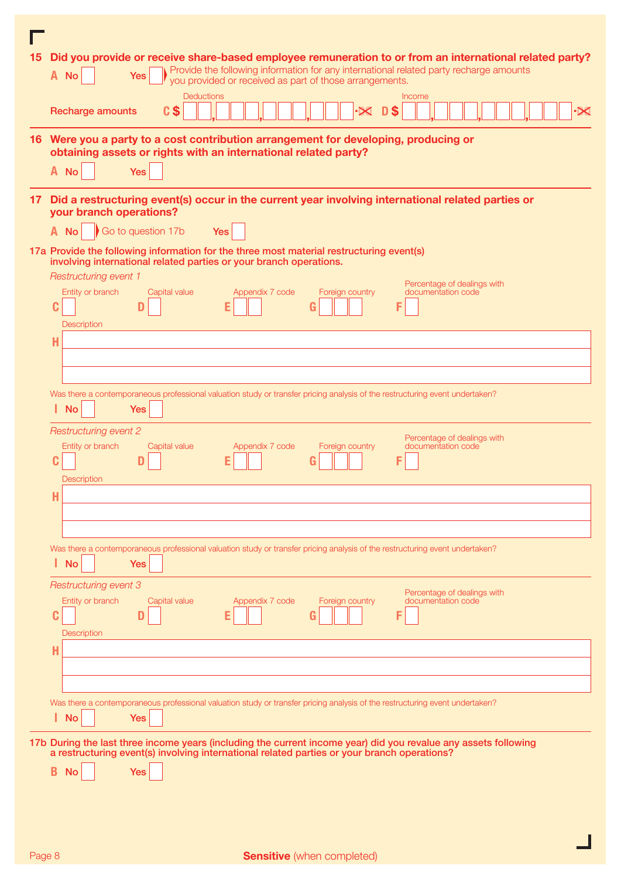**15 Did you provide or receive share-based employee remuneration to or from an international related party?**

A No [ ] Yes [ ] ▶ Provide the following information for any international related party recharge amounts you provided or received as part of those arrangements.

Recharge amounts — Deductions C $ [ ] — Income D $ [ ]

---

**16 Were you a party to a cost contribution arrangement for developing, producing or obtaining assets or rights with an international related party?**

A No [ ] Yes [ ]

---

**17 Did a restructuring event(s) occur in the current year involving international related parties or your branch operations?**

A No [ ] ▶ Go to question 17b Yes [ ]

**17a Provide the following information for the three most material restructuring event(s) involving international related parties or your branch operations.**

*Restructuring event 1*

C Entity or branch [ ] D Capital value [ ] E Appendix 7 code [ ] G Foreign country [ ] F Percentage of dealings with documentation code [ ]

H Description [ ]

Was there a contemporaneous professional valuation study or transfer pricing analysis of the restructuring event undertaken?

I No [ ] Yes [ ]

*Restructuring event 2*

C Entity or branch [ ] D Capital value [ ] E Appendix 7 code [ ] G Foreign country [ ] F Percentage of dealings with documentation code [ ]

H Description [ ]

Was there a contemporaneous professional valuation study or transfer pricing analysis of the restructuring event undertaken?

I No [ ] Yes [ ]

*Restructuring event 3*

C Entity or branch [ ] D Capital value [ ] E Appendix 7 code [ ] G Foreign country [ ] F Percentage of dealings with documentation code [ ]

H Description [ ]

Was there a contemporaneous professional valuation study or transfer pricing analysis of the restructuring event undertaken?

I No [ ] Yes [ ]

**17b During the last three income years (including the current income year) did you revalue any assets following a restructuring event(s) involving international related parties or your branch operations?**

B No [ ] Yes [ ]

**Sensitive** (when completed)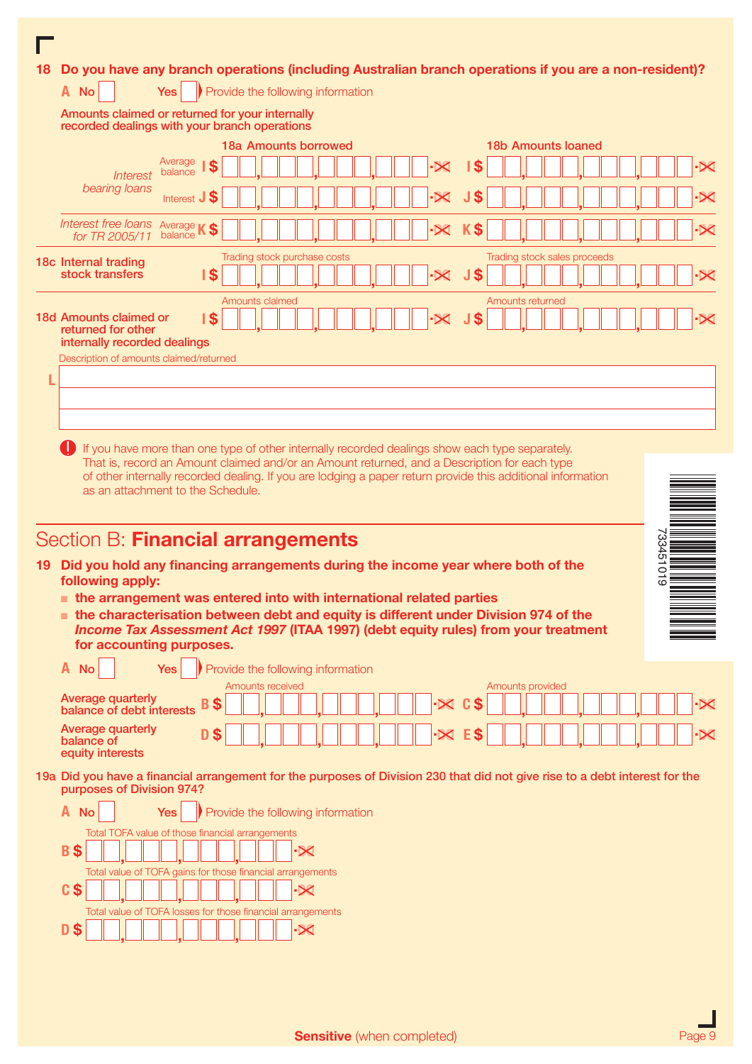**18 Do you have any branch operations (including Australian branch operations if you are a non-resident)?**

**A** No ☐ Yes ☐ Provide the following information

**Amounts claimed or returned for your internally recorded dealings with your branch operations**

| | | 18a Amounts borrowed | 18b Amounts loaned |
|---|---|---|---|
| *Interest bearing loans* | Average balance | **I** $ | **I** $ |
| | Interest | **J** $ | **J** $ |
| *Interest free loans for TR 2005/11* | Average balance | **K** $ | **K** $ |

| | Trading stock purchase costs | Trading stock sales proceeds |
|---|---|---|
| **18c Internal trading stock transfers** | **I** $ | **J** $ |

| | Amounts claimed | Amounts returned |
|---|---|---|
| **18d Amounts claimed or returned for other internally recorded dealings** | **I** $ | **J** $ |

Description of amounts claimed/returned

**L**

If you have more than one type of other internally recorded dealings show each type separately. That is, record an Amount claimed and/or an Amount returned, and a Description for each type of other internally recorded dealing. If you are lodging a paper return provide this additional information as an attachment to the Schedule.

## Section B: **Financial arrangements**

**19 Did you hold any financing arrangements during the income year where both of the following apply:**

- **the arrangement was entered into with international related parties**
- **the characterisation between debt and equity is different under Division 974 of the *Income Tax Assessment Act 1997* (ITAA 1997) (debt equity rules) from your treatment for accounting purposes.**

**A** No ☐ Yes ☐ Provide the following information

| | Amounts received | Amounts provided |
|---|---|---|
| **Average quarterly balance of debt interests** | **B** $ | **C** $ |
| **Average quarterly balance of equity interests** | **D** $ | **E** $ |

**19a Did you have a financial arrangement for the purposes of Division 230 that did not give rise to a debt interest for the purposes of Division 974?**

**A** No ☐ Yes ☐ Provide the following information

Total TOFA value of those financial arrangements

**B** $

Total value of TOFA gains for those financial arrangements

**C** $

Total value of TOFA losses for those financial arrangements

**D** $

**Sensitive** (when completed)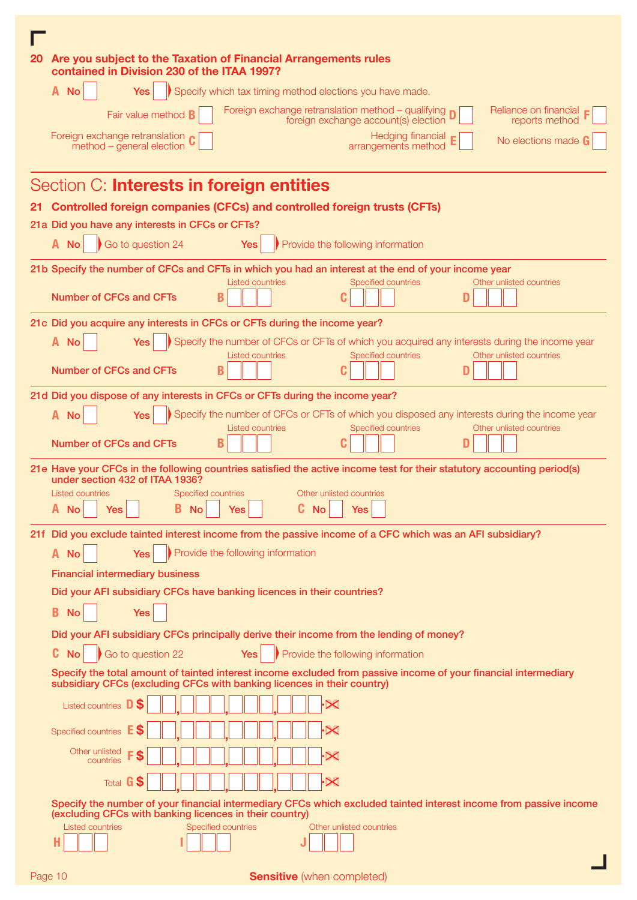**20 Are you subject to the Taxation of Financial Arrangements rules contained in Division 230 of the ITAA 1997?**

**A** No ☐ Yes ☐ ▶ Specify which tax timing method elections you have made.

Fair value method **B** ☐

Foreign exchange retranslation method – general election **C** ☐

Foreign exchange retranslation method – qualifying foreign exchange account(s) election **D** ☐

Hedging financial arrangements method **E** ☐

Reliance on financial reports method **F** ☐

No elections made **G** ☐

## Section C: **Interests in foreign entities**

**21 Controlled foreign companies (CFCs) and controlled foreign trusts (CFTs)**

**21a Did you have any interests in CFCs or CFTs?**

**A** No ☐ ▶ Go to question 24 Yes ☐ ▶ Provide the following information

**21b Specify the number of CFCs and CFTs in which you had an interest at the end of your income year**

| | Listed countries | Specified countries | Other unlisted countries |
|---|---|---|---|
| Number of CFCs and CFTs | **B** | **C** | **D** |

**21c Did you acquire any interests in CFCs or CFTs during the income year?**

**A** No ☐ Yes ☐ ▶ Specify the number of CFCs or CFTs of which you acquired any interests during the income year

| | Listed countries | Specified countries | Other unlisted countries |
|---|---|---|---|
| Number of CFCs and CFTs | **B** | **C** | **D** |

**21d Did you dispose of any interests in CFCs or CFTs during the income year?**

**A** No ☐ Yes ☐ ▶ Specify the number of CFCs or CFTs of which you disposed any interests during the income year

| | Listed countries | Specified countries | Other unlisted countries |
|---|---|---|---|
| Number of CFCs and CFTs | **B** | **C** | **D** |

**21e Have your CFCs in the following countries satisfied the active income test for their statutory accounting period(s) under section 432 of ITAA 1936?**

| Listed countries | Specified countries | Other unlisted countries |
|---|---|---|
| **A** No ☐ Yes ☐ | **B** No ☐ Yes ☐ | **C** No ☐ Yes ☐ |

**21f Did you exclude tainted interest income from the passive income of a CFC which was an AFI subsidiary?**

**A** No ☐ Yes ☐ ▶ Provide the following information

**Financial intermediary business**

**Did your AFI subsidiary CFCs have banking licences in their countries?**

**B** No ☐ Yes ☐

**Did your AFI subsidiary CFCs principally derive their income from the lending of money?**

**C** No ☐ ▶ Go to question 22 Yes ☐ ▶ Provide the following information

**Specify the total amount of tainted interest income excluded from passive income of your financial intermediary subsidiary CFCs (excluding CFCs with banking licences in their country)**

Listed countries **D** $ .00

Specified countries **E** $ .00

Other unlisted countries **F** $ .00

Total **G** $ .00

**Specify the number of your financial intermediary CFCs which excluded tainted interest income from passive income (excluding CFCs with banking licences in their country)**

| Listed countries | Specified countries | Other unlisted countries |
|---|---|---|
| **H** | **I** | **J** |

**Sensitive** (when completed)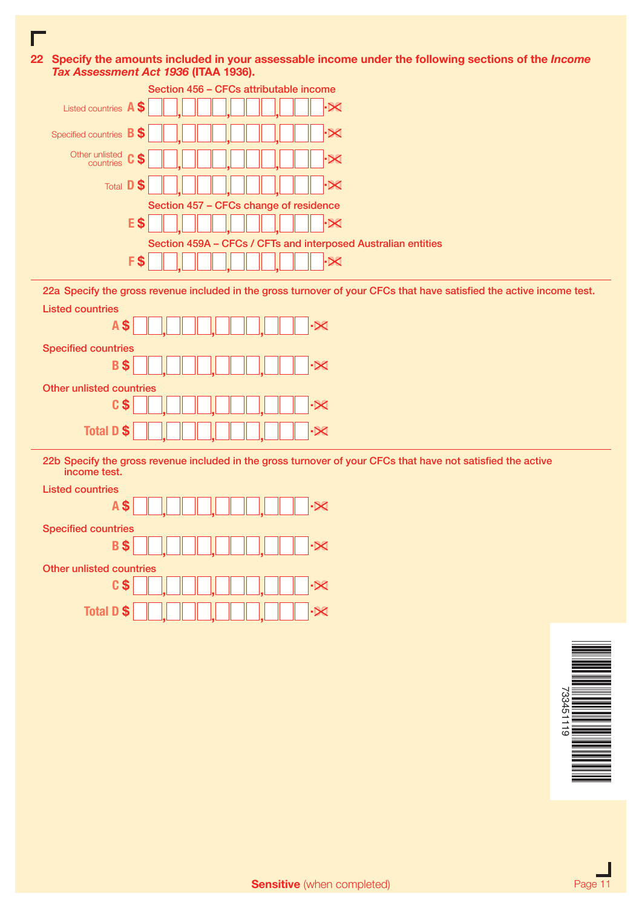**22 Specify the amounts included in your assessable income under the following sections of the *Income Tax Assessment Act 1936* (ITAA 1936).**

Section 456 – CFCs attributable income

Listed countries **A** $ ___ .00

Specified countries **B** $ ___ .00

Other unlisted countries **C** $ ___ .00

Total **D** $ ___ .00

Section 457 – CFCs change of residence

**E** $ ___ .00

Section 459A – CFCs / CFTs and interposed Australian entities

**F** $ ___ .00

---

**22a Specify the gross revenue included in the gross turnover of your CFCs that have satisfied the active income test.**

Listed countries

**A** $ ___ .00

Specified countries

**B** $ ___ .00

Other unlisted countries

**C** $ ___ .00

**Total D** $ ___ .00

---

**22b Specify the gross revenue included in the gross turnover of your CFCs that have not satisfied the active income test.**

Listed countries

**A** $ ___ .00

Specified countries

**B** $ ___ .00

Other unlisted countries

**C** $ ___ .00

**Total D** $ ___ .00

73451119

**Sensitive** (when completed)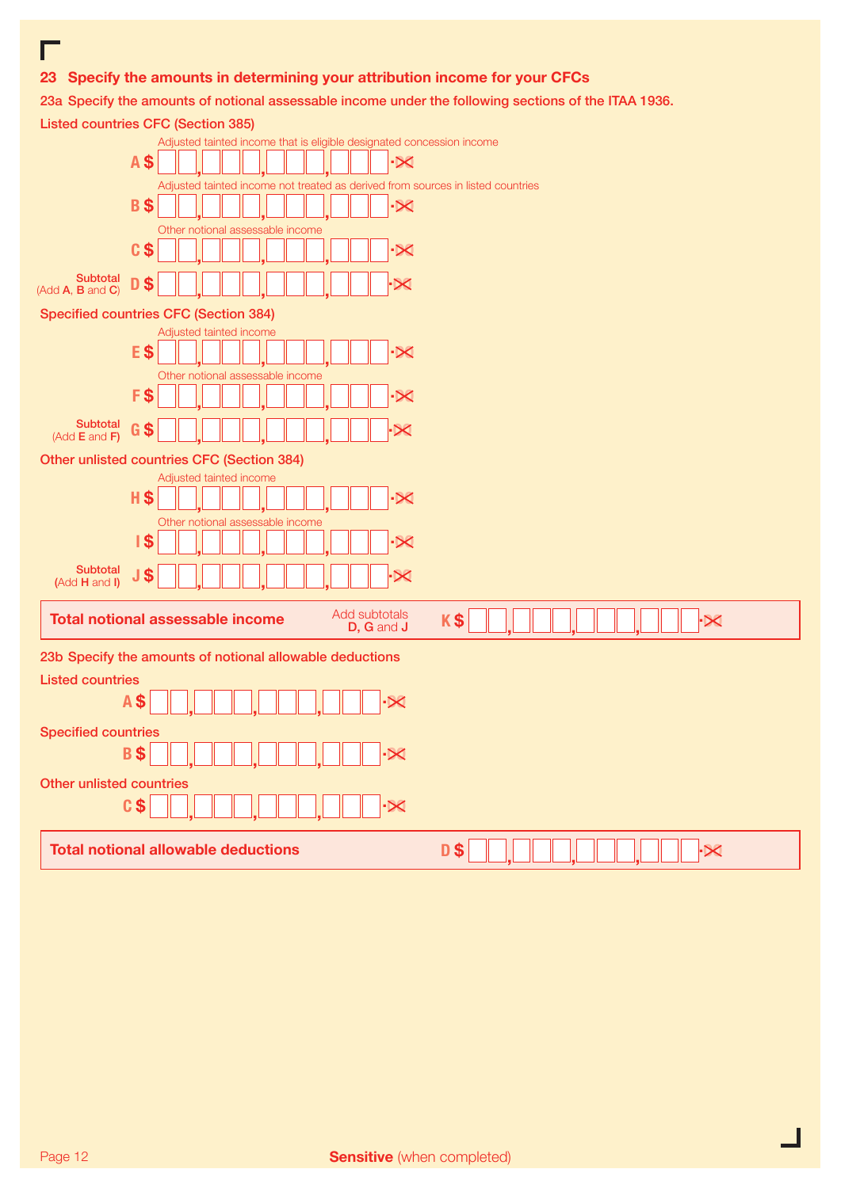## 23 Specify the amounts in determining your attribution income for your CFCs

### 23a Specify the amounts of notional assessable income under the following sections of the ITAA 1936.

**Listed countries CFC (Section 385)**

Adjusted tainted income that is eligible designated concession income

**A** $ ,   ,   ,   .00

Adjusted tainted income not treated as derived from sources in listed countries

**B** $ ,   ,   ,   .00

Other notional assessable income

**C** $ ,   ,   ,   .00

Subtotal (Add **A**, **B** and **C**) **D** $ ,   ,   ,   .00

**Specified countries CFC (Section 384)**

Adjusted tainted income

**E** $ ,   ,   ,   .00

Other notional assessable income

**F** $ ,   ,   ,   .00

Subtotal (Add **E** and **F**) **G** $ ,   ,   ,   .00

**Other unlisted countries CFC (Section 384)**

Adjusted tainted income

**H** $ ,   ,   ,   .00

Other notional assessable income

**I** $ ,   ,   ,   .00

Subtotal (Add **H** and **I**) **J** $ ,   ,   ,   .00

**Total notional assessable income** — Add subtotals **D**, **G** and **J** — **K** $ ,   ,   ,   .00

### 23b Specify the amounts of notional allowable deductions

**Listed countries**

**A** $ ,   ,   ,   .00

**Specified countries**

**B** $ ,   ,   ,   .00

**Other unlisted countries**

**C** $ ,   ,   ,   .00

**Total notional allowable deductions** **D** $ ,   ,   ,   .00

**Sensitive** (when completed)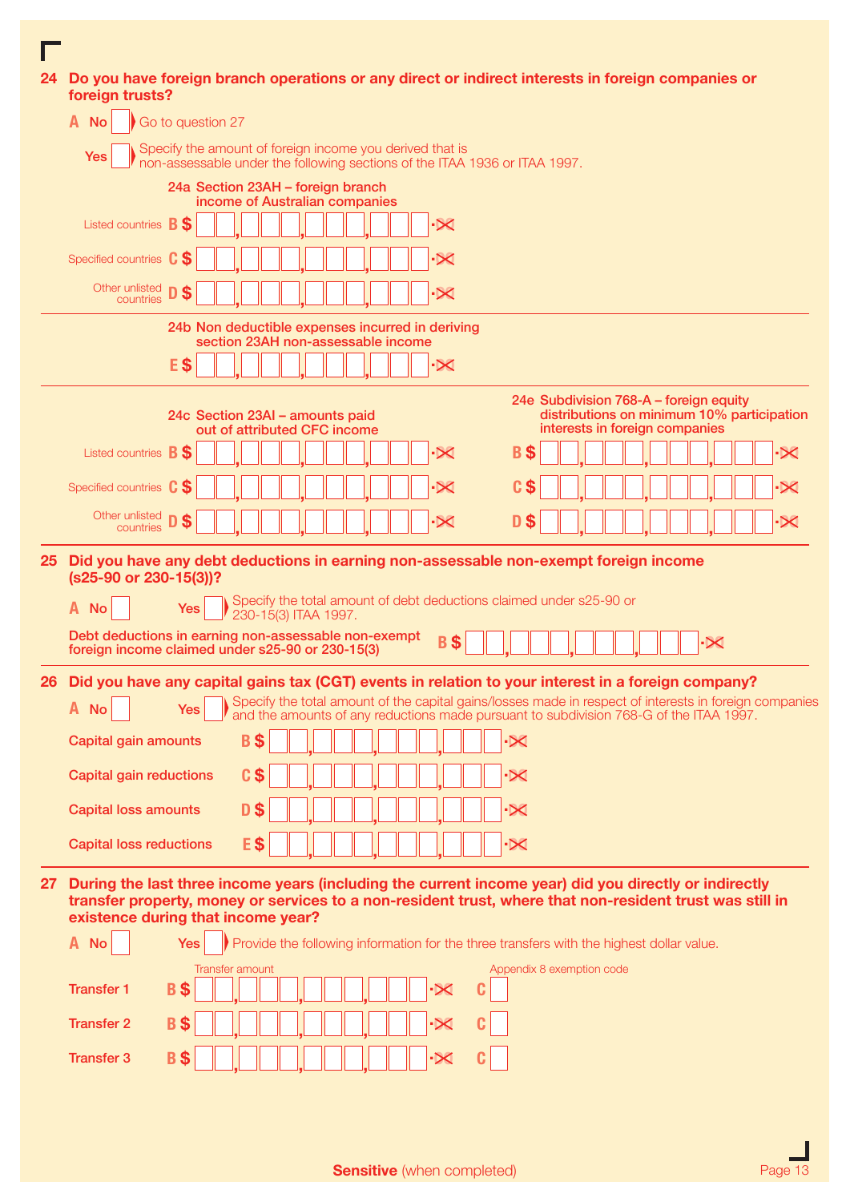## 24 Do you have foreign branch operations or any direct or indirect interests in foreign companies or foreign trusts?

**A** No ☐ Go to question 27

Yes ☐ Specify the amount of foreign income you derived that is non-assessable under the following sections of the ITAA 1936 or ITAA 1997.

**24a Section 23AH – foreign branch income of Australian companies**

| | |
|---|---|
| Listed countries | **B** $ ___,___,___,___ .00 |
| Specified countries | **C** $ ___,___,___,___ .00 |
| Other unlisted countries | **D** $ ___,___,___,___ .00 |

**24b Non deductible expenses incurred in deriving section 23AH non-assessable income**

**E** $ ___,___,___,___ .00

| | 24c Section 23AI – amounts paid out of attributed CFC income | 24e Subdivision 768-A – foreign equity distributions on minimum 10% participation interests in foreign companies |
|---|---|---|
| Listed countries | **B** $ ___,___,___,___ .00 | **B** $ ___,___,___,___ .00 |
| Specified countries | **C** $ ___,___,___,___ .00 | **C** $ ___,___,___,___ .00 |
| Other unlisted countries | **D** $ ___,___,___,___ .00 | **D** $ ___,___,___,___ .00 |

## 25 Did you have any debt deductions in earning non-assessable non-exempt foreign income (s25-90 or 230-15(3))?

**A** No ☐ Yes ☐ Specify the total amount of debt deductions claimed under s25-90 or 230-15(3) ITAA 1997.

Debt deductions in earning non-assessable non-exempt foreign income claimed under s25-90 or 230-15(3) **B** $ ___,___,___,___ .00

## 26 Did you have any capital gains tax (CGT) events in relation to your interest in a foreign company?

**A** No ☐ Yes ☐ Specify the total amount of the capital gains/losses made in respect of interests in foreign companies and the amounts of any reductions made pursuant to subdivision 768-G of the ITAA 1997.

| | |
|---|---|
| Capital gain amounts | **B** $ ___,___,___,___ .00 |
| Capital gain reductions | **C** $ ___,___,___,___ .00 |
| Capital loss amounts | **D** $ ___,___,___,___ .00 |
| Capital loss reductions | **E** $ ___,___,___,___ .00 |

## 27 During the last three income years (including the current income year) did you directly or indirectly transfer property, money or services to a non-resident trust, where that non-resident trust was still in existence during that income year?

**A** No ☐ Yes ☐ Provide the following information for the three transfers with the highest dollar value.

| | Transfer amount | Appendix 8 exemption code |
|---|---|---|
| Transfer 1 | **B** $ ___,___,___,___ .00 | **C** ☐ |
| Transfer 2 | **B** $ ___,___,___,___ .00 | **C** ☐ |
| Transfer 3 | **B** $ ___,___,___,___ .00 | **C** ☐ |

**Sensitive** (when completed)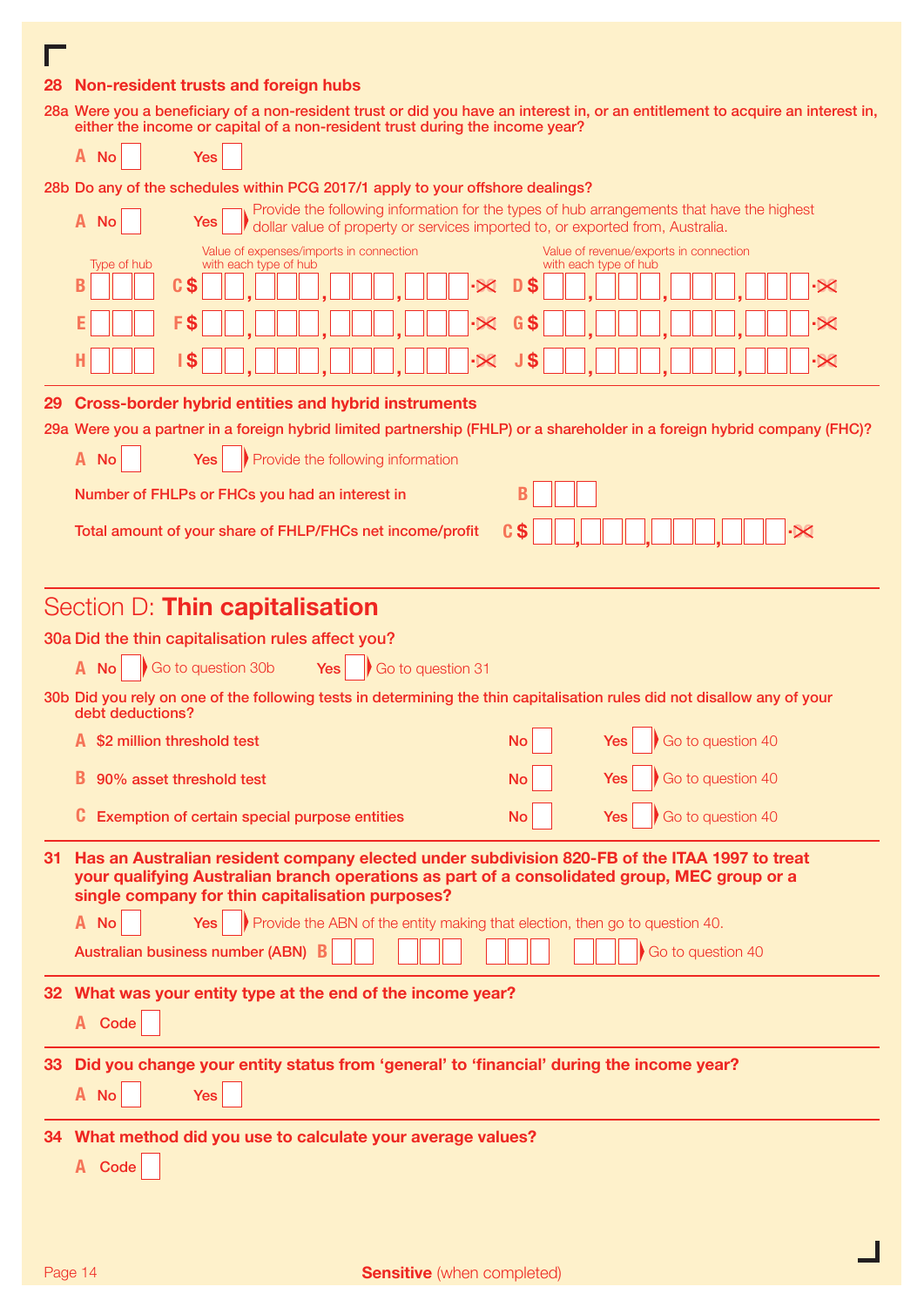## 28 Non-resident trusts and foreign hubs

**28a Were you a beneficiary of a non-resident trust or did you have an interest in, or an entitlement to acquire an interest in, either the income or capital of a non-resident trust during the income year?**

A No ☐ Yes ☐

**28b Do any of the schedules within PCG 2017/1 apply to your offshore dealings?**

A No ☐ Yes ☐ Provide the following information for the types of hub arrangements that have the highest dollar value of property or services imported to, or exported from, Australia.

| Type of hub | Value of expenses/imports in connection with each type of hub | Value of revenue/exports in connection with each type of hub |
|---|---|---|
| B | C $ ,,,.00 | D $ ,,,.00 |
| E | F $ ,,,.00 | G $ ,,,.00 |
| H | I $ ,,,.00 | J $ ,,,.00 |

## 29 Cross-border hybrid entities and hybrid instruments

**29a Were you a partner in a foreign hybrid limited partnership (FHLP) or a shareholder in a foreign hybrid company (FHC)?**

A No ☐ Yes ☐ Provide the following information

**Number of FHLPs or FHCs you had an interest in** B

**Total amount of your share of FHLP/FHCs net income/profit** C $ ,,,.00

# Section D: **Thin capitalisation**

**30a Did the thin capitalisation rules affect you?**

A No ☐ Go to question 30b Yes ☐ Go to question 31

**30b Did you rely on one of the following tests in determining the thin capitalisation rules did not disallow any of your debt deductions?**

A **$2 million threshold test** No ☐ Yes ☐ Go to question 40

B **90% asset threshold test** No ☐ Yes ☐ Go to question 40

C **Exemption of certain special purpose entities** No ☐ Yes ☐ Go to question 40

## 31 Has an Australian resident company elected under subdivision 820-FB of the ITAA 1997 to treat your qualifying Australian branch operations as part of a consolidated group, MEC group or a single company for thin capitalisation purposes?

A No ☐ Yes ☐ Provide the ABN of the entity making that election, then go to question 40.

**Australian business number (ABN)** B Go to question 40

## 32 What was your entity type at the end of the income year?

A Code ☐

## 33 Did you change your entity status from 'general' to 'financial' during the income year?

A No ☐ Yes ☐

## 34 What method did you use to calculate your average values?

A Code ☐

**Sensitive** (when completed)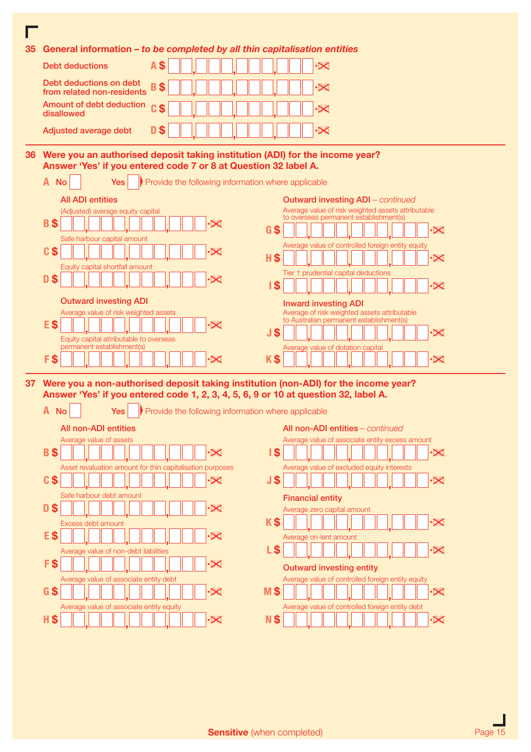## 35 General information – *to be completed by all thin capitalisation entities*

Debt deductions **A** $ , , , .

Debt deductions on debt from related non-residents **B** $ , , , .

Amount of debt deduction disallowed **C** $ , , , .

Adjusted average debt **D** $ , , , .

## 36 Were you an authorised deposit taking institution (ADI) for the income year? Answer 'Yes' if you entered code 7 or 8 at Question 32 label A.

**A** No ☐ Yes ☐ Provide the following information where applicable

### All ADI entities

(Adjusted) average equity capital
**B** $ , , , .

Safe harbour capital amount
**C** $ , , , .

Equity capital shortfall amount
**D** $ , , , .

### Outward investing ADI

Average value of risk weighted assets
**E** $ , , , .

Equity capital attributable to overseas permanent establishment(s)
**F** $ , , , .

### Outward investing ADI – *continued*

Average value of risk weighted assets attributable to overseas permanent establishment(s)
**G** $ , , , .

Average value of controlled foreign entity equity
**H** $ , , , .

Tier 1 prudential capital deductions
**I** $ , , , .

### Inward investing ADI

Average of risk weighted assets attributable to Australian permanent establishment(s)
**J** $ , , , .

Average value of dotation capital
**K** $ , , , .

## 37 Were you a non-authorised deposit taking institution (non-ADI) for the income year? Answer 'Yes' if you entered code 1, 2, 3, 4, 5, 6, 9 or 10 at question 32, label A.

**A** No ☐ Yes ☐ Provide the following information where applicable

### All non-ADI entities

Average value of assets
**B** $ , , , .

Asset revaluation amount for thin capitalisation purposes
**C** $ , , , .

Safe harbour debt amount
**D** $ , , , .

Excess debt amount
**E** $ , , , .

Average value of non-debt liabilities
**F** $ , , , .

Average value of associate entity debt
**G** $ , , , .

Average value of associate entity equity
**H** $ , , , .

### All non-ADI entities – *continued*

Average value of associate entity excess amount
**I** $ , , , .

Average value of excluded equity interests
**J** $ , , , .

### Financial entity

Average zero capital amount
**K** $ , , , .

Average on-lent amount
**L** $ , , , .

### Outward investing entity

Average value of controlled foreign entity equity
**M** $ , , , .

Average value of controlled foreign entity debt
**N** $ , , , .

**Sensitive** (when completed)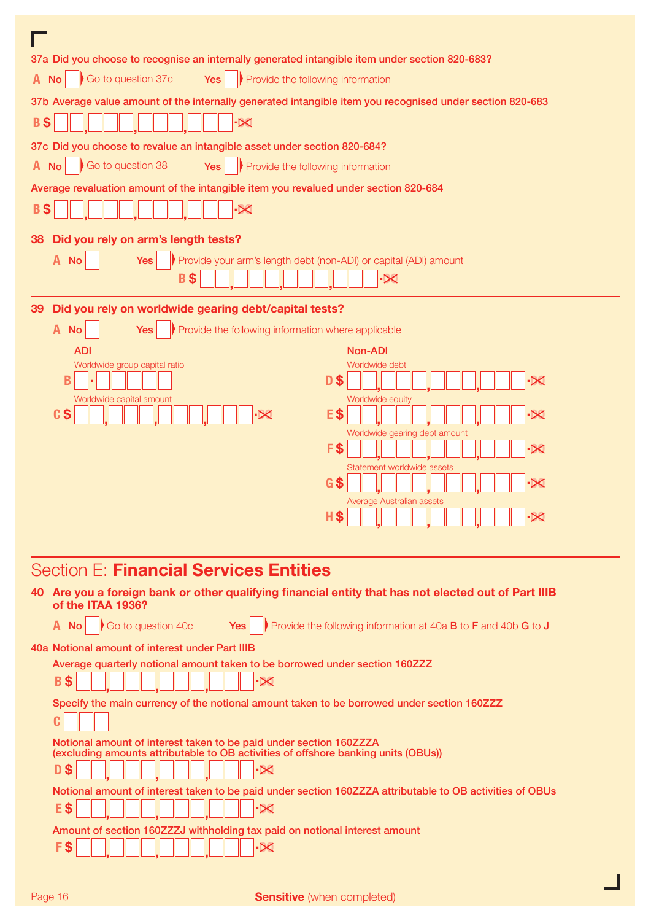**37a Did you choose to recognise an internally generated intangible item under section 820-683?**

**A** No ☐ Go to question 37c  Yes ☐ Provide the following information

**37b Average value amount of the internally generated intangible item you recognised under section 820-683**

**B** $ ☐☐,☐☐☐,☐☐☐,☐☐☐.00

**37c Did you choose to revalue an intangible asset under section 820-684?**

**A** No ☐ Go to question 38  Yes ☐ Provide the following information

**Average revaluation amount of the intangible item you revalued under section 820-684**

**B** $ ☐☐,☐☐☐,☐☐☐,☐☐☐.00

**38 Did you rely on arm's length tests?**

**A** No ☐  Yes ☐ Provide your arm's length debt (non-ADI) or capital (ADI) amount

**B** $ ☐☐,☐☐☐,☐☐☐,☐☐☐.00

**39 Did you rely on worldwide gearing debt/capital tests?**

**A** No ☐  Yes ☐ Provide the following information where applicable

**ADI**

Worldwide group capital ratio

**B** ☐.☐☐☐☐☐

Worldwide capital amount

**C** $ ☐☐,☐☐☐,☐☐☐,☐☐☐.00

**Non-ADI**

Worldwide debt

**D** $ ☐☐,☐☐☐,☐☐☐,☐☐☐.00

Worldwide equity

**E** $ ☐☐,☐☐☐,☐☐☐,☐☐☐.00

Worldwide gearing debt amount

**F** $ ☐☐,☐☐☐,☐☐☐,☐☐☐.00

Statement worldwide assets

**G** $ ☐☐,☐☐☐,☐☐☐,☐☐☐.00

Average Australian assets

**H** $ ☐☐,☐☐☐,☐☐☐,☐☐☐.00

## Section E: **Financial Services Entities**

**40 Are you a foreign bank or other qualifying financial entity that has not elected out of Part IIIB of the ITAA 1936?**

**A** No ☐ Go to question 40c  Yes ☐ Provide the following information at 40a **B** to **F** and 40b **G** to **J**

**40a Notional amount of interest under Part IIIB**

**Average quarterly notional amount taken to be borrowed under section 160ZZZ**

**B** $ ☐☐,☐☐☐,☐☐☐,☐☐☐.00

**Specify the main currency of the notional amount taken to be borrowed under section 160ZZZ**

**C** ☐☐☐

**Notional amount of interest taken to be paid under section 160ZZZA (excluding amounts attributable to OB activities of offshore banking units (OBUs))**

**D** $ ☐☐,☐☐☐,☐☐☐,☐☐☐.00

**Notional amount of interest taken to be paid under section 160ZZZA attributable to OB activities of OBUs**

**E** $ ☐☐,☐☐☐,☐☐☐,☐☐☐.00

**Amount of section 160ZZZJ withholding tax paid on notional interest amount**

**F** $ ☐☐,☐☐☐,☐☐☐,☐☐☐.00

**Sensitive** (when completed)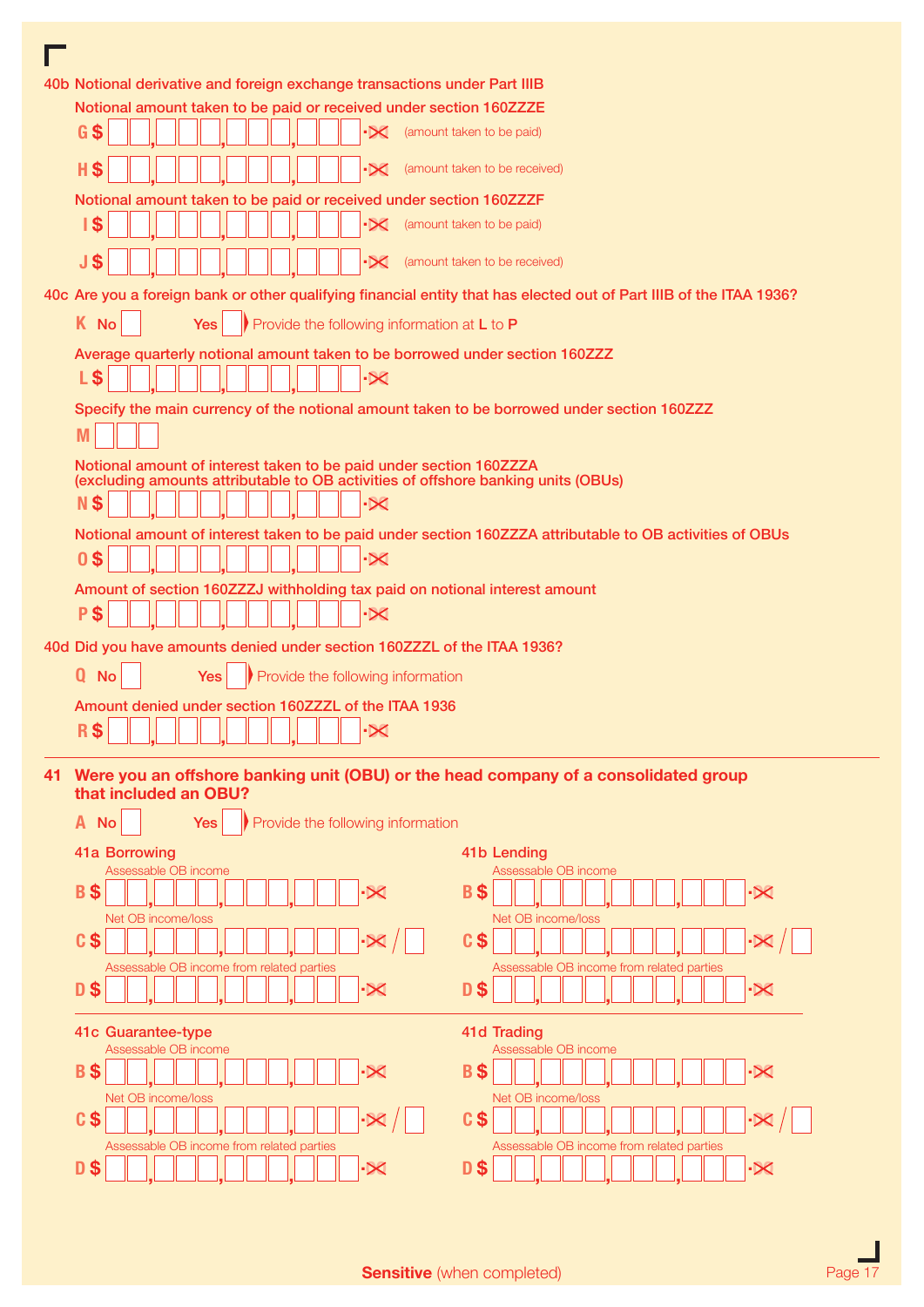**40b Notional derivative and foreign exchange transactions under Part IIIB**

Notional amount taken to be paid or received under section 160ZZZE

**G** $ ,   ,   ,   ,   .00 (amount taken to be paid)

**H** $ ,   ,   ,   ,   .00 (amount taken to be received)

Notional amount taken to be paid or received under section 160ZZZF

**I** $ ,   ,   ,   ,   .00 (amount taken to be paid)

**J** $ ,   ,   ,   ,   .00 (amount taken to be received)

**40c Are you a foreign bank or other qualifying financial entity that has elected out of Part IIIB of the ITAA 1936?**

**K** No ☐ Yes ☐ Provide the following information at **L** to **P**

Average quarterly notional amount taken to be borrowed under section 160ZZZ

**L** $ ,   ,   ,   ,   .00

Specify the main currency of the notional amount taken to be borrowed under section 160ZZZ

**M** ☐☐☐

Notional amount of interest taken to be paid under section 160ZZZA (excluding amounts attributable to OB activities of offshore banking units (OBUs)

**N** $ ,   ,   ,   ,   .00

Notional amount of interest taken to be paid under section 160ZZZA attributable to OB activities of OBUs

**O** $ ,   ,   ,   ,   .00

Amount of section 160ZZZJ withholding tax paid on notional interest amount

**P** $ ,   ,   ,   ,   .00

**40d Did you have amounts denied under section 160ZZZL of the ITAA 1936?**

**Q** No ☐ Yes ☐ Provide the following information

Amount denied under section 160ZZZL of the ITAA 1936

**R** $ ,   ,   ,   ,   .00

---

## 41 Were you an offshore banking unit (OBU) or the head company of a consolidated group that included an OBU?

**A** No ☐ Yes ☐ Provide the following information

**41a Borrowing**

Assessable OB income

**B** $ ,   ,   ,   ,   .00

Net OB income/loss

**C** $ ,   ,   ,   ,   .00 / ☐

Assessable OB income from related parties

**D** $ ,   ,   ,   ,   .00

**41b Lending**

Assessable OB income

**B** $ ,   ,   ,   ,   .00

Net OB income/loss

**C** $ ,   ,   ,   ,   .00 / ☐

Assessable OB income from related parties

**D** $ ,   ,   ,   ,   .00

**41c Guarantee-type**

Assessable OB income

**B** $ ,   ,   ,   ,   .00

Net OB income/loss

**C** $ ,   ,   ,   ,   .00 / ☐

Assessable OB income from related parties

**D** $ ,   ,   ,   ,   .00

**41d Trading**

Assessable OB income

**B** $ ,   ,   ,   ,   .00

Net OB income/loss

**C** $ ,   ,   ,   ,   .00 / ☐

Assessable OB income from related parties

**D** $ ,   ,   ,   ,   .00

**Sensitive** (when completed)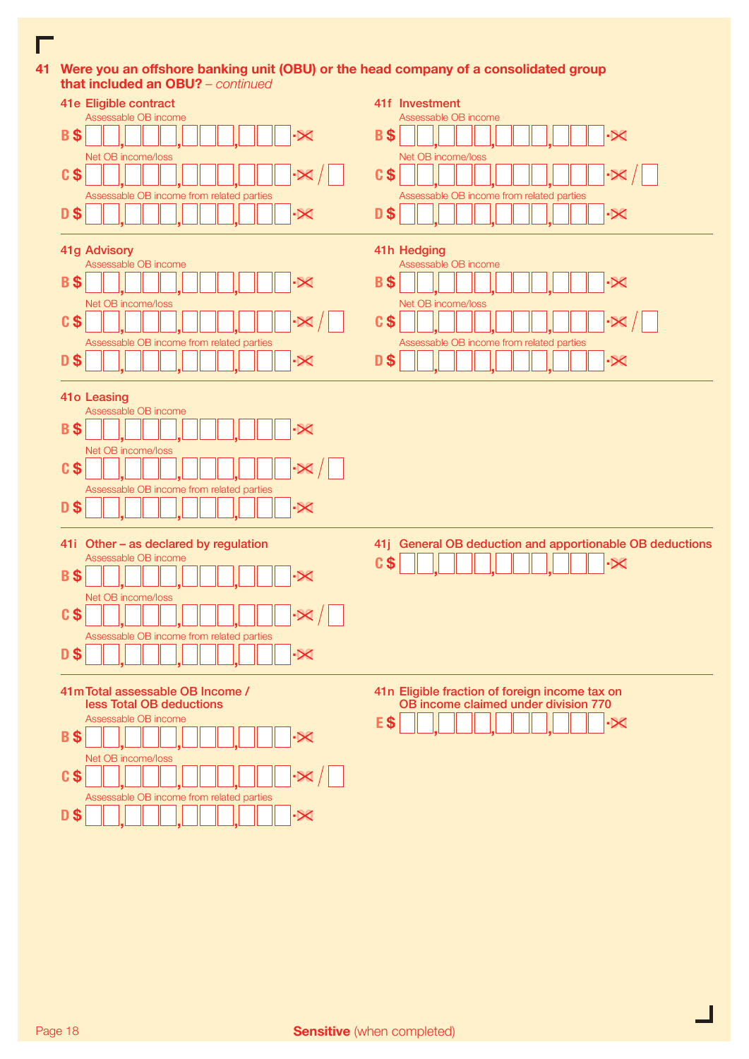## 41 Were you an offshore banking unit (OBU) or the head company of a consolidated group that included an OBU? – *continued*

### 41e Eligible contract

Assessable OB income

**B $** ___,___,___,___ .00

Net OB income/loss

**C $** ___,___,___,___ .00 / ___

Assessable OB income from related parties

**D $** ___,___,___,___ .00

### 41f Investment

Assessable OB income

**B $** ___,___,___,___ .00

Net OB income/loss

**C $** ___,___,___,___ .00 / ___

Assessable OB income from related parties

**D $** ___,___,___,___ .00

### 41g Advisory

Assessable OB income

**B $** ___,___,___,___ .00

Net OB income/loss

**C $** ___,___,___,___ .00 / ___

Assessable OB income from related parties

**D $** ___,___,___,___ .00

### 41h Hedging

Assessable OB income

**B $** ___,___,___,___ .00

Net OB income/loss

**C $** ___,___,___,___ .00 / ___

Assessable OB income from related parties

**D $** ___,___,___,___ .00

### 41o Leasing

Assessable OB income

**B $** ___,___,___,___ .00

Net OB income/loss

**C $** ___,___,___,___ .00 / ___

Assessable OB income from related parties

**D $** ___,___,___,___ .00

### 41i Other – as declared by regulation

Assessable OB income

**B $** ___,___,___,___ .00

Net OB income/loss

**C $** ___,___,___,___ .00 / ___

Assessable OB income from related parties

**D $** ___,___,___,___ .00

### 41j General OB deduction and apportionable OB deductions

**C $** ___,___,___,___ .00

### 41m Total assessable OB Income / less Total OB deductions

Assessable OB income

**B $** ___,___,___,___ .00

Net OB income/loss

**C $** ___,___,___,___ .00 / ___

Assessable OB income from related parties

**D $** ___,___,___,___ .00

### 41n Eligible fraction of foreign income tax on OB income claimed under division 770

**E $** ___,___,___,___ .00

**Sensitive** (when completed)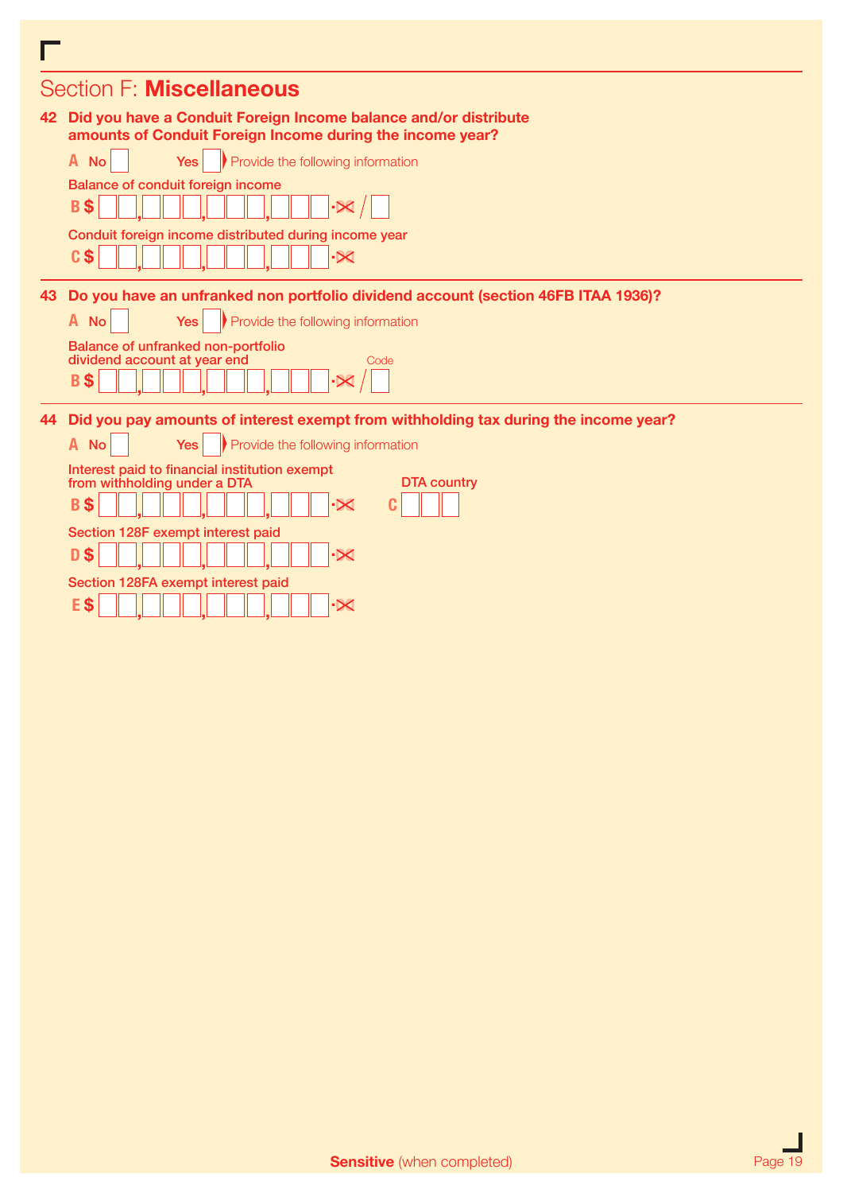## Section F: **Miscellaneous**

**42 Did you have a Conduit Foreign Income balance and/or distribute amounts of Conduit Foreign Income during the income year?**

**A** No ☐ Yes ☐ Provide the following information

Balance of conduit foreign income

**B** $ ☐☐,☐☐☐,☐☐☐,☐☐☐.✕ / ☐

Conduit foreign income distributed during income year

**C** $ ☐☐,☐☐☐,☐☐☐,☐☐☐.✕

**43 Do you have an unfranked non portfolio dividend account (section 46FB ITAA 1936)?**

**A** No ☐ Yes ☐ Provide the following information

Balance of unfranked non-portfolio dividend account at year end — Code

**B** $ ☐☐,☐☐☐,☐☐☐,☐☐☐.✕ / ☐

**44 Did you pay amounts of interest exempt from withholding tax during the income year?**

**A** No ☐ Yes ☐ Provide the following information

Interest paid to financial institution exempt from withholding under a DTA

**B** $ ☐☐,☐☐☐,☐☐☐,☐☐☐.✕

DTA country

**C** ☐☐☐

Section 128F exempt interest paid

**D** $ ☐☐,☐☐☐,☐☐☐,☐☐☐.✕

Section 128FA exempt interest paid

**E** $ ☐☐,☐☐☐,☐☐☐,☐☐☐.✕

**Sensitive** (when completed)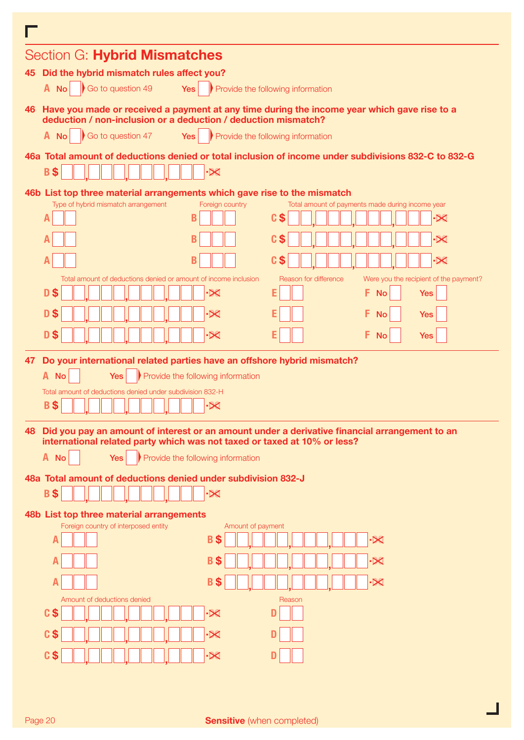## Section G: **Hybrid Mismatches**

**45 Did the hybrid mismatch rules affect you?**

**A** No ☐ ▶ Go to question 49     Yes ☐ ▶ Provide the following information

**46 Have you made or received a payment at any time during the income year which gave rise to a deduction / non-inclusion or a deduction / deduction mismatch?**

**A** No ☐ ▶ Go to question 47     Yes ☐ ▶ Provide the following information

**46a Total amount of deductions denied or total inclusion of income under subdivisions 832-C to 832-G**

**B** $ ☐☐,☐☐☐,☐☐☐,☐☐☐ .00

**46b List top three material arrangements which gave rise to the mismatch**

| Type of hybrid mismatch arrangement | Foreign country | Total amount of payments made during income year |
|---|---|---|
| **A** ☐☐ | **B** ☐☐☐ | **C** $ ☐☐,☐☐☐,☐☐☐,☐☐☐,☐☐☐ .00 |
| **A** ☐☐ | **B** ☐☐☐ | **C** $ ☐☐,☐☐☐,☐☐☐,☐☐☐,☐☐☐ .00 |
| **A** ☐☐ | **B** ☐☐☐ | **C** $ ☐☐,☐☐☐,☐☐☐,☐☐☐,☐☐☐ .00 |

| Total amount of deductions denied or amount of income inclusion | Reason for difference | Were you the recipient of the payment? |
|---|---|---|
| **D** $ ☐☐,☐☐☐,☐☐☐,☐☐☐ .00 | **E** ☐☐ | **F** No ☐ Yes ☐ |
| **D** $ ☐☐,☐☐☐,☐☐☐,☐☐☐ .00 | **E** ☐☐ | **F** No ☐ Yes ☐ |
| **D** $ ☐☐,☐☐☐,☐☐☐,☐☐☐ .00 | **E** ☐☐ | **F** No ☐ Yes ☐ |

**47 Do your international related parties have an offshore hybrid mismatch?**

**A** No ☐     Yes ☐ ▶ Provide the following information

Total amount of deductions denied under subdivision 832-H

**B** $ ☐☐,☐☐☐,☐☐☐,☐☐☐ .00

**48 Did you pay an amount of interest or an amount under a derivative financial arrangement to an international related party which was not taxed or taxed at 10% or less?**

**A** No ☐     Yes ☐ ▶ Provide the following information

**48a Total amount of deductions denied under subdivision 832-J**

**B** $ ☐☐,☐☐☐,☐☐☐,☐☐☐ .00

**48b List top three material arrangements**

| Foreign country of interposed entity | Amount of payment |
|---|---|
| **A** ☐☐☐ | **B** $ ☐☐,☐☐☐,☐☐☐,☐☐☐ .00 |
| **A** ☐☐☐ | **B** $ ☐☐,☐☐☐,☐☐☐,☐☐☐ .00 |
| **A** ☐☐☐ | **B** $ ☐☐,☐☐☐,☐☐☐,☐☐☐ .00 |

| Amount of deductions denied | Reason |
|---|---|
| **C** $ ☐☐,☐☐☐,☐☐☐,☐☐☐ .00 | **D** ☐☐ |
| **C** $ ☐☐,☐☐☐,☐☐☐,☐☐☐ .00 | **D** ☐☐ |
| **C** $ ☐☐,☐☐☐,☐☐☐,☐☐☐ .00 | **D** ☐☐ |

**Sensitive** (when completed)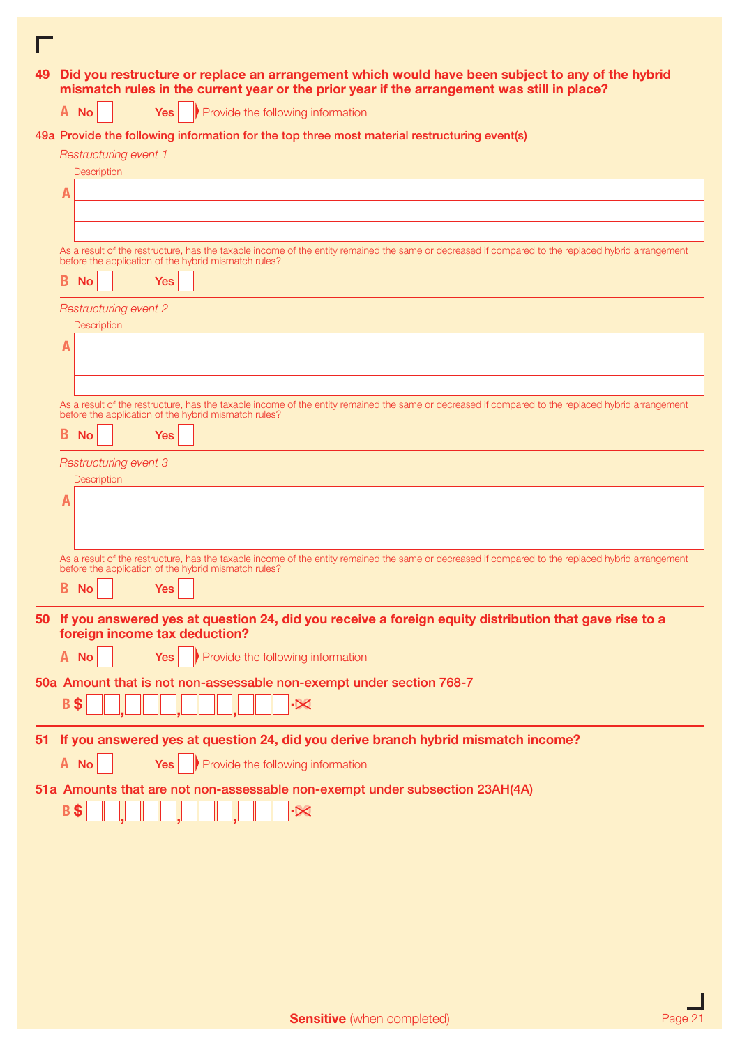**49 Did you restructure or replace an arrangement which would have been subject to any of the hybrid mismatch rules in the current year or the prior year if the arrangement was still in place?**

**A** No ☐ Yes ☐ Provide the following information

**49a Provide the following information for the top three most material restructuring event(s)**

*Restructuring event 1*

Description

**A** \_\_\_\_\_\_\_\_\_\_\_\_\_\_\_\_\_\_\_\_\_\_\_\_\_\_\_\_\_\_\_\_\_\_\_\_\_\_\_\_\_\_\_\_

As a result of the restructure, has the taxable income of the entity remained the same or decreased if compared to the replaced hybrid arrangement before the application of the hybrid mismatch rules?

**B** No ☐ Yes ☐

*Restructuring event 2*

Description

**A** \_\_\_\_\_\_\_\_\_\_\_\_\_\_\_\_\_\_\_\_\_\_\_\_\_\_\_\_\_\_\_\_\_\_\_\_\_\_\_\_\_\_\_\_

As a result of the restructure, has the taxable income of the entity remained the same or decreased if compared to the replaced hybrid arrangement before the application of the hybrid mismatch rules?

**B** No ☐ Yes ☐

*Restructuring event 3*

Description

**A** \_\_\_\_\_\_\_\_\_\_\_\_\_\_\_\_\_\_\_\_\_\_\_\_\_\_\_\_\_\_\_\_\_\_\_\_\_\_\_\_\_\_\_\_

As a result of the restructure, has the taxable income of the entity remained the same or decreased if compared to the replaced hybrid arrangement before the application of the hybrid mismatch rules?

**B** No ☐ Yes ☐

**50 If you answered yes at question 24, did you receive a foreign equity distribution that gave rise to a foreign income tax deduction?**

**A** No ☐ Yes ☐ Provide the following information

**50a Amount that is not non-assessable non-exempt under section 768-7**

**B $** \_\_,\_\_\_,\_\_\_,\_\_\_.00

**51 If you answered yes at question 24, did you derive branch hybrid mismatch income?**

**A** No ☐ Yes ☐ Provide the following information

**51a Amounts that are not non-assessable non-exempt under subsection 23AH(4A)**

**B $** \_\_,\_\_\_,\_\_\_,\_\_\_.00

**Sensitive** (when completed)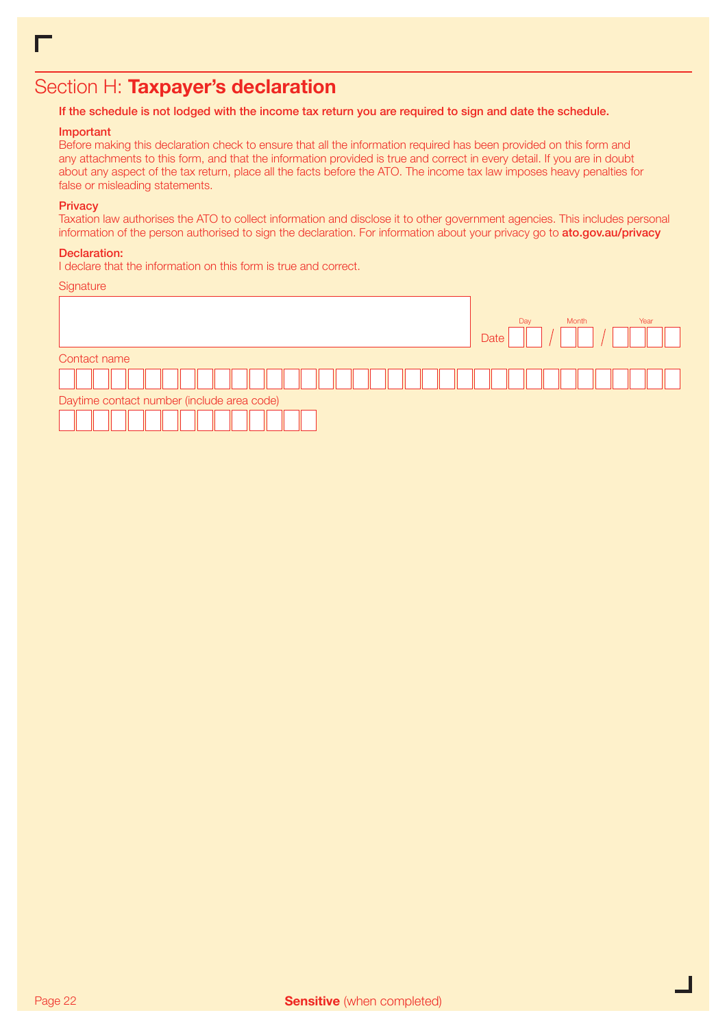## Section H: **Taxpayer's declaration**

**If the schedule is not lodged with the income tax return you are required to sign and date the schedule.**

**Important**

Before making this declaration check to ensure that all the information required has been provided on this form and any attachments to this form, and that the information provided is true and correct in every detail. If you are in doubt about any aspect of the tax return, place all the facts before the ATO. The income tax law imposes heavy penalties for false or misleading statements.

**Privacy**

Taxation law authorises the ATO to collect information and disclose it to other government agencies. This includes personal information of the person authorised to sign the declaration. For information about your privacy go to **ato.gov.au/privacy**

**Declaration:**

I declare that the information on this form is true and correct.

Signature

Date (Day / Month / Year)

Contact name

Daytime contact number (include area code)

**Sensitive** (when completed)